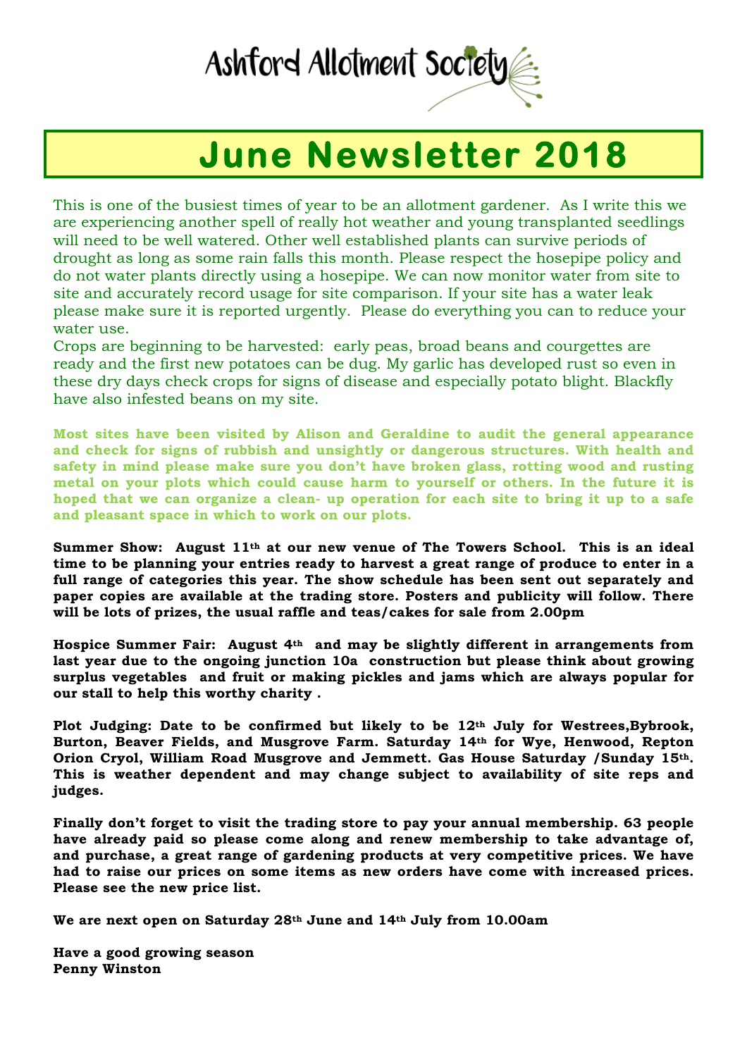Ashford Allotment Society

# June Newsletter 2018

This is one of the busiest times of year to be an allotment gardener. As I write this we are experiencing another spell of really hot weather and young transplanted seedlings will need to be well watered. Other well established plants can survive periods of drought as long as some rain falls this month. Please respect the hosepipe policy and do not water plants directly using a hosepipe. We can now monitor water from site to site and accurately record usage for site comparison. If your site has a water leak please make sure it is reported urgently. Please do everything you can to reduce your water use.

Crops are beginning to be harvested: early peas, broad beans and courgettes are ready and the first new potatoes can be dug. My garlic has developed rust so even in these dry days check crops for signs of disease and especially potato blight. Blackfly have also infested beans on my site.

**Most sites have been visited by Alison and Geraldine to audit the general appearance and check for signs of rubbish and unsightly or dangerous structures. With health and safety in mind please make sure you don't have broken glass, rotting wood and rusting metal on your plots which could cause harm to yourself or others. In the future it is hoped that we can organize a clean- up operation for each site to bring it up to a safe and pleasant space in which to work on our plots.**

**Summer Show: August 11th at our new venue of The Towers School. This is an ideal time to be planning your entries ready to harvest a great range of produce to enter in a full range of categories this year. The show schedule has been sent out separately and paper copies are available at the trading store. Posters and publicity will follow. There will be lots of prizes, the usual raffle and teas/cakes for sale from 2.00pm**

**Hospice Summer Fair: August 4th and may be slightly different in arrangements from last year due to the ongoing junction 10a construction but please think about growing surplus vegetables and fruit or making pickles and jams which are always popular for our stall to help this worthy charity .**

**Plot Judging: Date to be confirmed but likely to be 12th July for Westrees,Bybrook, Burton, Beaver Fields, and Musgrove Farm. Saturday 14th for Wye, Henwood, Repton Orion Cryol, William Road Musgrove and Jemmett. Gas House Saturday /Sunday 15th. This is weather dependent and may change subject to availability of site reps and judges.**

**Finally don't forget to visit the trading store to pay your annual membership. 63 people have already paid so please come along and renew membership to take advantage of, and purchase, a great range of gardening products at very competitive prices. We have had to raise our prices on some items as new orders have come with increased prices. Please see the new price list.**

**We are next open on Saturday 28th June and 14th July from 10.00am**

**Have a good growing season**
**Penny Winston**